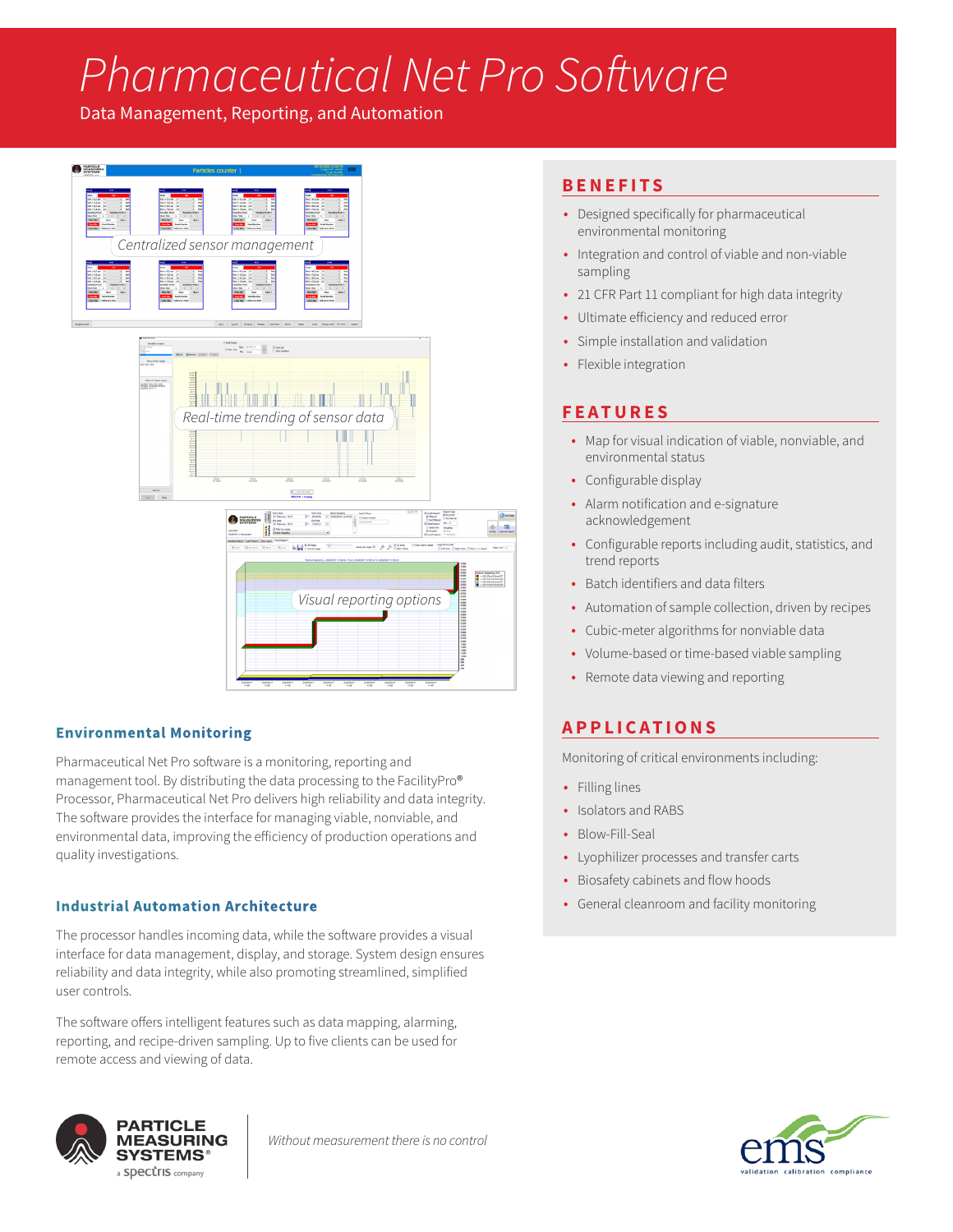# Pharmaceutical Net Pro Software

Data Management, Reporting, and Automation

*Centralized sensor management*

*Real-time trending of sensor data*

*Visual reporting options*

## Environmental Monitoring

Pharmaceutical Net Pro software is a monitoring, reporting and management tool. By distributing the data processing to the FacilityPro® Processor, Pharmaceutical Net Pro delivers high reliability and data integrity. The software provides the interface for managing viable, nonviable, and environmental data, improving the efficiency of production operations and quality investigations.

## Industrial Automation Architecture

The processor handles incoming data, while the software provides a visual interface for data management, display, and storage. System design ensures reliability and data integrity, while also promoting streamlined, simplified user controls.

The software offers intelligent features such as data mapping, alarming, reporting, and recipe-driven sampling. Up to five clients can be used for remote access and viewing of data.

## BENEFITS

- Designed specifically for pharmaceutical environmental monitoring
- Integration and control of viable and non-viable sampling
- 21 CFR Part 11 compliant for high data integrity
- Ultimate efficiency and reduced error
- Simple installation and validation
- Flexible integration

## FEATURES

- Map for visual indication of viable, nonviable, and environmental status
- Configurable display
- Alarm notification and e-signature acknowledgement
- Configurable reports including audit, statistics, and trend reports
- Batch identifiers and data filters
- Automation of sample collection, driven by recipes
- Cubic-meter algorithms for nonviable data
- Volume-based or time-based viable sampling
- Remote data viewing and reporting

## APPLICATIONS

Monitoring of critical environments including:

- Filling lines
- Isolators and RABS
- Blow-Fill-Seal
- Lyophilizer processes and transfer carts
- Biosafety cabinets and flow hoods
- General cleanroom and facility monitoring

PARTICLE MEASURING SYSTEMS® a spectris company

*Without measurement there is no control*

ems validation calibration compliance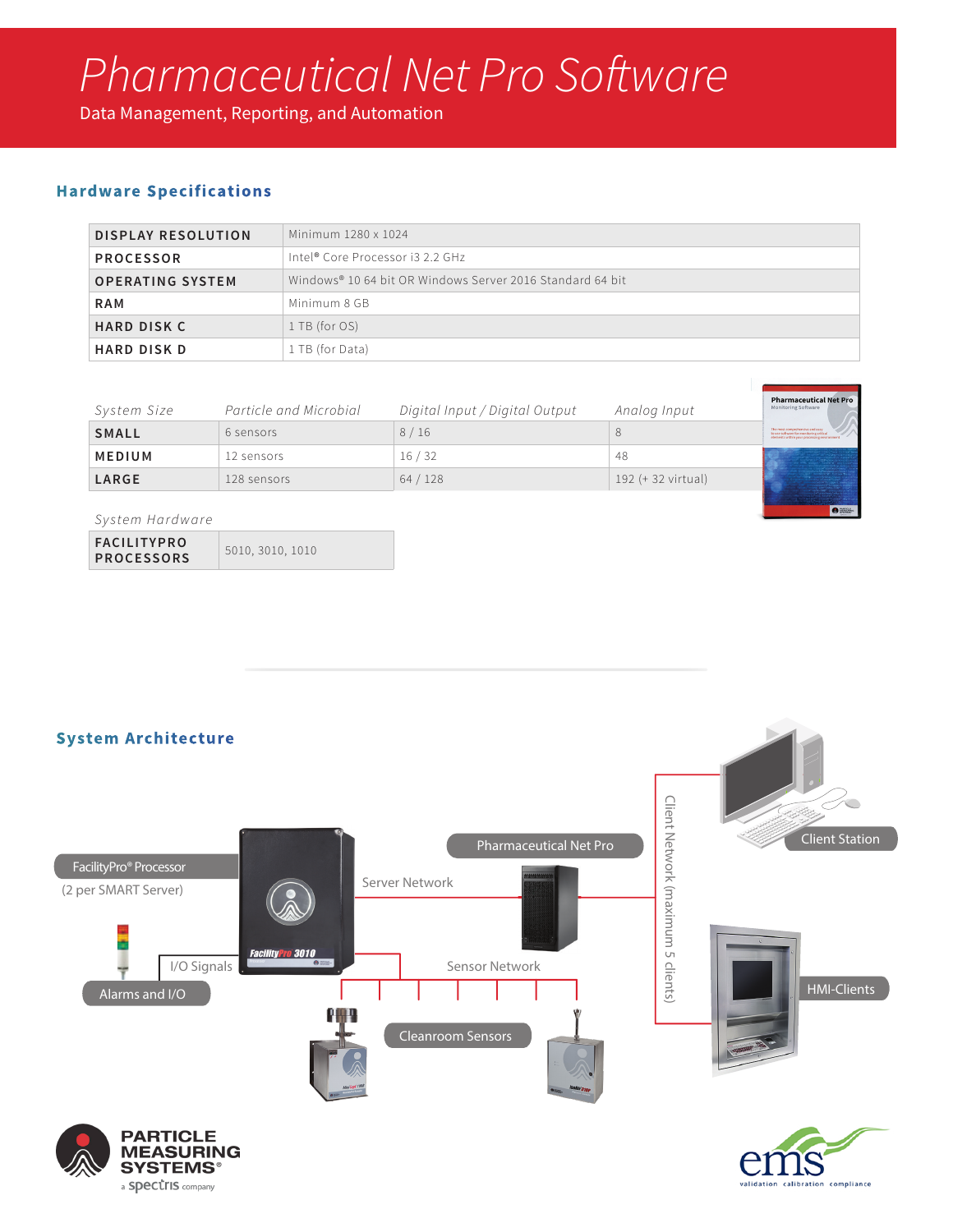// Pharmaceutical Net Pro Software

Data Management, Reporting, and Automation

## Hardware Specifications

| | |
|---|---|
| DISPLAY RESOLUTION | Minimum 1280 x 1024 |
| PROCESSOR | Intel® Core Processor i3 2.2 GHz |
| OPERATING SYSTEM | Windows® 10 64 bit OR Windows Server 2016 Standard 64 bit |
| RAM | Minimum 8 GB |
| HARD DISK C | 1 TB (for OS) |
| HARD DISK D | 1 TB (for Data) |

| *System Size* | *Particle and Microbial* | *Digital Input / Digital Output* | *Analog Input* |
|---|---|---|---|
| SMALL | 6 sensors | 8 / 16 | 8 |
| MEDIUM | 12 sensors | 16 / 32 | 48 |
| LARGE | 128 sensors | 64 / 128 | 192 (+ 32 virtual) |

| *System Hardware* | |
|---|---|
| FACILITYPRO PROCESSORS | 5010, 3010, 1010 |

## System Architecture

FacilityPro® Processor (2 per SMART Server)

Pharmaceutical Net Pro

Server Network

Client Network (maximum 5 clients)

Client Station

HMI-Clients

I/O Signals

Alarms and I/O

Sensor Network

Cleanroom Sensors

PARTICLE MEASURING SYSTEMS® a spectris company

ems validation calibration compliance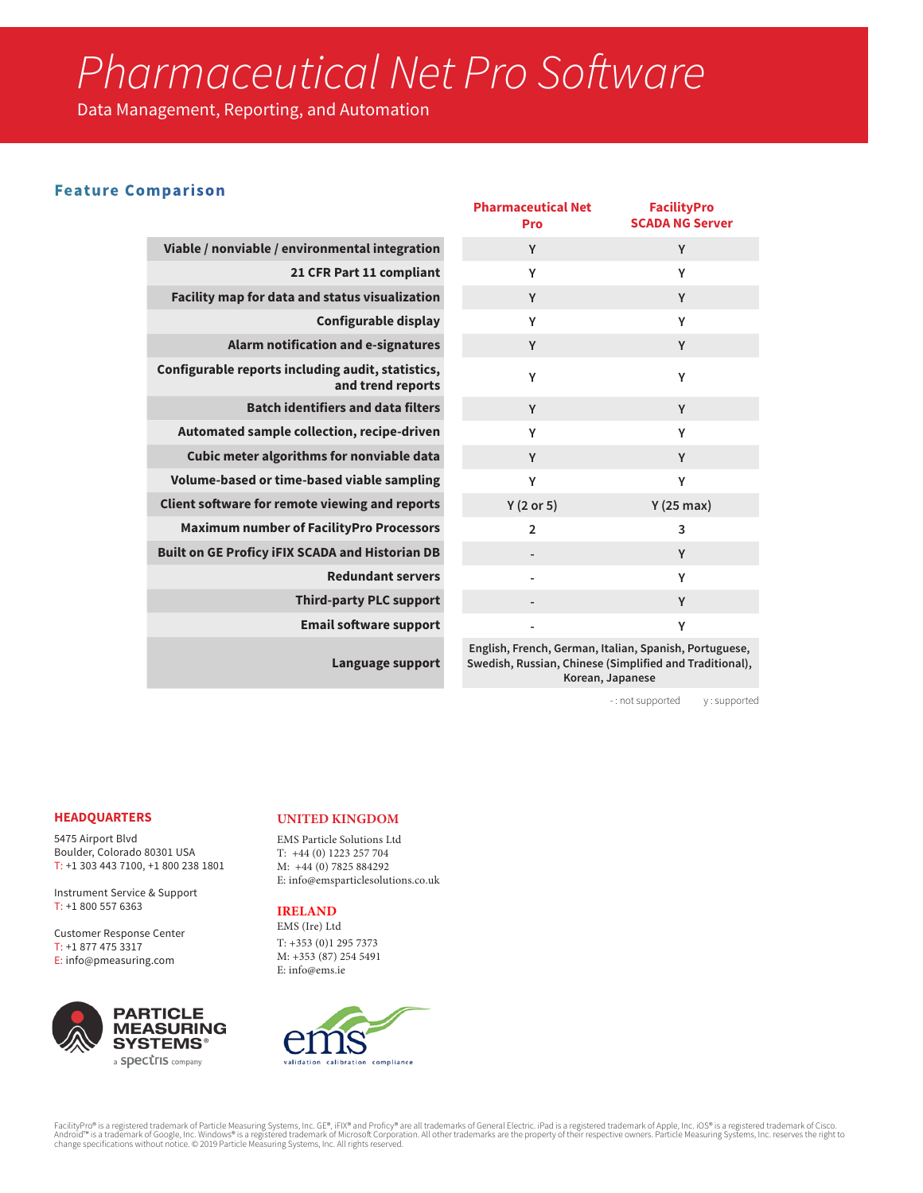# Pharmaceutical Net Pro Software

Data Management, Reporting, and Automation

## Feature Comparison

| | Pharmaceutical Net Pro | FacilityPro SCADA NG Server |
|---|---|---|
| Viable / nonviable / environmental integration | Y | Y |
| 21 CFR Part 11 compliant | Y | Y |
| Facility map for data and status visualization | Y | Y |
| Configurable display | Y | Y |
| Alarm notification and e-signatures | Y | Y |
| Configurable reports including audit, statistics, and trend reports | Y | Y |
| Batch identifiers and data filters | Y | Y |
| Automated sample collection, recipe-driven | Y | Y |
| Cubic meter algorithms for nonviable data | Y | Y |
| Volume-based or time-based viable sampling | Y | Y |
| Client software for remote viewing and reports | Y (2 or 5) | Y (25 max) |
| Maximum number of FacilityPro Processors | 2 | 3 |
| Built on GE Proficy iFIX SCADA and Historian DB | - | Y |
| Redundant servers | - | Y |
| Third-party PLC support | - | Y |
| Email software support | - | Y |
| Language support | English, French, German, Italian, Spanish, Portuguese, Swedish, Russian, Chinese (Simplified and Traditional), Korean, Japanese | |

- : not supported    y : supported

**HEADQUARTERS**

5475 Airport Blvd
Boulder, Colorado 80301 USA
T: +1 303 443 7100, +1 800 238 1801

Instrument Service & Support
T: +1 800 557 6363

Customer Response Center
T: +1 877 475 3317
E: info@pmeasuring.com

**UNITED KINGDOM**

EMS Particle Solutions Ltd
T: +44 (0) 1223 257 704
M: +44 (0) 7825 884292
E: info@emsparticlesolutions.co.uk

**IRELAND**

EMS (Ire) Ltd
T: +353 (0)1 295 7373
M: +353 (87) 254 5491
E: info@ems.ie

PARTICLE MEASURING SYSTEMS® a spectris company

ems validation calibration compliance

FacilityPro® is a registered trademark of Particle Measuring Systems, Inc. GE®, iFIX® and Proficy® are all trademarks of General Electric. iPad is a registered trademark of Apple, Inc. iOS® is a registered trademark of Cisco. Android™ is a trademark of Google, Inc. Windows® is a registered trademark of Microsoft Corporation. All other trademarks are the property of their respective owners. Particle Measuring Systems, Inc. reserves the right to change specifications without notice. © 2019 Particle Measuring Systems, Inc. All rights reserved.